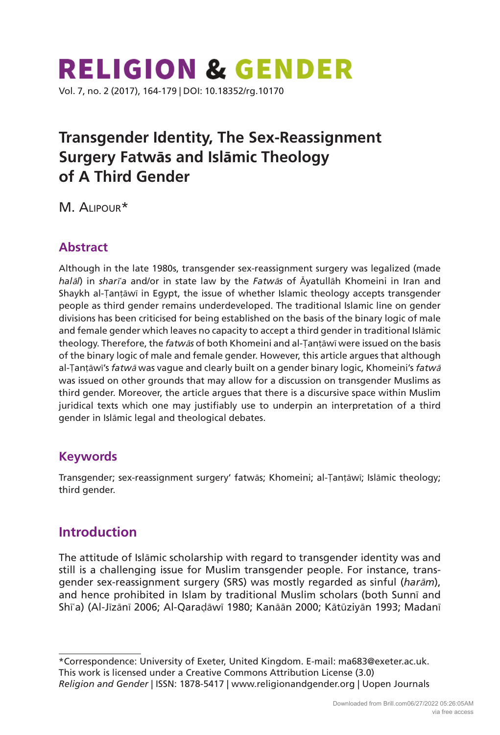# Transgender Identity, The Sex-Reassignment Surgery Fatwās and Islāmic Theology of A Third Gender

M. Alipour*

## Abstract

Although in the late 1980s, transgender sex-reassignment surgery was legalized (made *halāl*) in *sharīʿa* and/or in state law by the *Fatwās* of Āyatullāh Khomeini in Iran and Shaykh al-Ṭanṭāwī in Egypt, the issue of whether Islamic theology accepts transgender people as third gender remains underdeveloped. The traditional Islamic line on gender divisions has been criticised for being established on the basis of the binary logic of male and female gender which leaves no capacity to accept a third gender in traditional Islāmic theology. Therefore, the *fatwās* of both Khomeini and al-Ṭanṭāwī were issued on the basis of the binary logic of male and female gender. However, this article argues that although al-Ṭanṭāwī's *fatwā* was vague and clearly built on a gender binary logic, Khomeini's *fatwā* was issued on other grounds that may allow for a discussion on transgender Muslims as third gender. Moreover, the article argues that there is a discursive space within Muslim juridical texts which one may justifiably use to underpin an interpretation of a third gender in Islāmic legal and theological debates.

## Keywords

Transgender; sex-reassignment surgery' fatwās; Khomeini; al-Ṭanṭāwī; Islāmic theology; third gender.

## Introduction

The attitude of Islāmic scholarship with regard to transgender identity was and still is a challenging issue for Muslim transgender people. For instance, transgender sex-reassignment surgery (SRS) was mostly regarded as sinful (*harām*), and hence prohibited in Islam by traditional Muslim scholars (both Sunnī and Shīʿa) (Al-Jīzānī 2006; Al-Qaraḍāwī 1980; Kanāān 2000; Kātūziyān 1993; Madanī

---

*Correspondence: University of Exeter, United Kingdom. E-mail: ma683@exeter.ac.uk.
This work is licensed under a Creative Commons Attribution License (3.0)
*Religion and Gender* | ISSN: 1878-5417 | www.religionandgender.org | Uopen Journals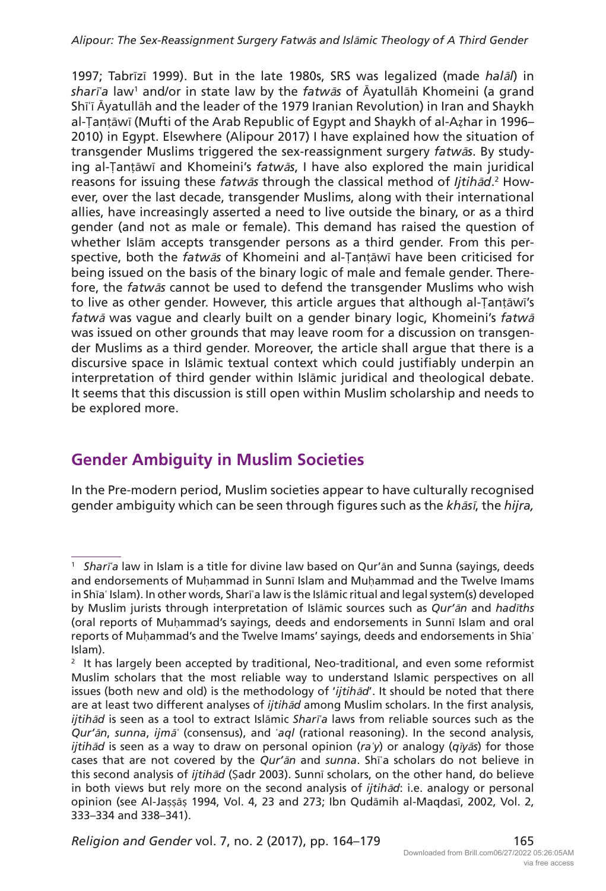1997; Tabrīzī 1999). But in the late 1980s, SRS was legalized (made *halāl*) in *sharīʿa* law[1] and/or in state law by the *fatwās* of Āyatullāh Khomeini (a grand Shīʿī Āyatullāh and the leader of the 1979 Iranian Revolution) in Iran and Shaykh al-Ṭanṭāwī (Mufti of the Arab Republic of Egypt and Shaykh of al-Aẓhar in 1996–2010) in Egypt. Elsewhere (Alipour 2017) I have explained how the situation of transgender Muslims triggered the sex-reassignment surgery *fatwās*. By studying al-Ṭanṭāwī and Khomeini's *fatwās*, I have also explored the main juridical reasons for issuing these *fatwās* through the classical method of *Ijtihād*.[2] However, over the last decade, transgender Muslims, along with their international allies, have increasingly asserted a need to live outside the binary, or as a third gender (and not as male or female). This demand has raised the question of whether Islām accepts transgender persons as a third gender. From this perspective, both the *fatwās* of Khomeini and al-Ṭanṭāwī have been criticised for being issued on the basis of the binary logic of male and female gender. Therefore, the *fatwās* cannot be used to defend the transgender Muslims who wish to live as other gender. However, this article argues that although al-Ṭanṭāwī's *fatwā* was vague and clearly built on a gender binary logic, Khomeini's *fatwā* was issued on other grounds that may leave room for a discussion on transgender Muslims as a third gender. Moreover, the article shall argue that there is a discursive space in Islāmic textual context which could justifiably underpin an interpretation of third gender within Islāmic juridical and theological debate. It seems that this discussion is still open within Muslim scholarship and needs to be explored more.

## Gender Ambiguity in Muslim Societies

In the Pre-modern period, Muslim societies appear to have culturally recognised gender ambiguity which can be seen through figures such as the *khāsī*, the *hijra,*

---

[1] *Sharīʿa* law in Islam is a title for divine law based on Qur'ān and Sunna (sayings, deeds and endorsements of Muḥammad in Sunnī Islam and Muḥammad and the Twelve Imams in Shīaʿ Islam). In other words, Sharīʿa law is the Islāmic ritual and legal system(s) developed by Muslim jurists through interpretation of Islāmic sources such as *Qur'ān* and *hadīths* (oral reports of Muḥammad's sayings, deeds and endorsements in Sunnī Islam and oral reports of Muḥammad's and the Twelve Imams' sayings, deeds and endorsements in Shīaʿ Islam).

[2] It has largely been accepted by traditional, Neo-traditional, and even some reformist Muslim scholars that the most reliable way to understand Islamic perspectives on all issues (both new and old) is the methodology of '*ijtihād*'. It should be noted that there are at least two different analyses of *ijtihād* among Muslim scholars. In the first analysis, *ijtihād* is seen as a tool to extract Islāmic *Sharīʿa* laws from reliable sources such as the *Qur'ān*, *sunna*, *ijmāʿ* (consensus), and *ʿaql* (rational reasoning). In the second analysis, *ijtihād* is seen as a way to draw on personal opinion (*raʾy*) or analogy (*qīyās*) for those cases that are not covered by the *Qur'ān* and *sunna*. Shīʿa scholars do not believe in this second analysis of *ijtihād* (Ṣadr 2003). Sunnī scholars, on the other hand, do believe in both views but rely more on the second analysis of *ijtihād*: i.e. analogy or personal opinion (see Al-Jaṣṣāṣ 1994, Vol. 4, 23 and 273; Ibn Qudāmih al-Maqdasī, 2002, Vol. 2, 333–334 and 338–341).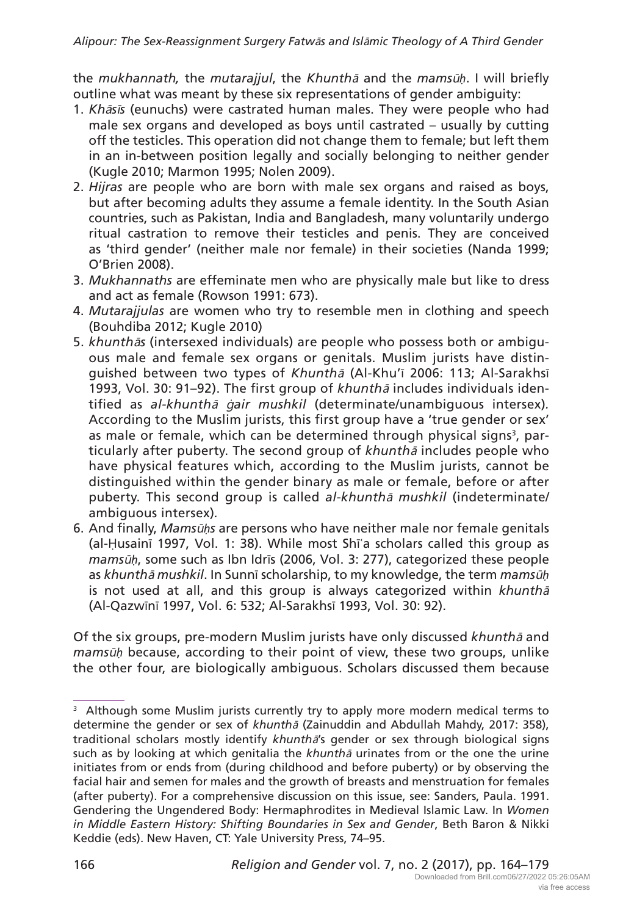the *mukhannath,* the *mutarajjul*, the *Khunthā* and the *mamsūḥ*. I will briefly outline what was meant by these six representations of gender ambiguity:

1. *Khāsīs* (eunuchs) were castrated human males. They were people who had male sex organs and developed as boys until castrated – usually by cutting off the testicles. This operation did not change them to female; but left them in an in-between position legally and socially belonging to neither gender (Kugle 2010; Marmon 1995; Nolen 2009).
2. *Hijras* are people who are born with male sex organs and raised as boys, but after becoming adults they assume a female identity. In the South Asian countries, such as Pakistan, India and Bangladesh, many voluntarily undergo ritual castration to remove their testicles and penis. They are conceived as 'third gender' (neither male nor female) in their societies (Nanda 1999; O'Brien 2008).
3. *Mukhannaths* are effeminate men who are physically male but like to dress and act as female (Rowson 1991: 673).
4. *Mutarajjulas* are women who try to resemble men in clothing and speech (Bouhdiba 2012; Kugle 2010)
5. *khunthās* (intersexed individuals) are people who possess both or ambiguous male and female sex organs or genitals. Muslim jurists have distinguished between two types of *Khunthā* (Al-Khu'ī 2006: 113; Al-Sarakhsī 1993, Vol. 30: 91–92). The first group of *khunthā* includes individuals identified as *al-khunthā ġair mushkil* (determinate/unambiguous intersex). According to the Muslim jurists, this first group have a 'true gender or sex' as male or female, which can be determined through physical signs[3], particularly after puberty. The second group of *khunthā* includes people who have physical features which, according to the Muslim jurists, cannot be distinguished within the gender binary as male or female, before or after puberty. This second group is called *al-khunthā mushkil* (indeterminate/ambiguous intersex).
6. And finally, *Mamsūḥs* are persons who have neither male nor female genitals (al-Ḥusainī 1997, Vol. 1: 38). While most Shīʿa scholars called this group as *mamsūḥ*, some such as Ibn Idrīs (2006, Vol. 3: 277), categorized these people as *khunthā mushkil*. In Sunnī scholarship, to my knowledge, the term *mamsūḥ* is not used at all, and this group is always categorized within *khunthā* (Al-Qazwīnī 1997, Vol. 6: 532; Al-Sarakhsī 1993, Vol. 30: 92).

Of the six groups, pre-modern Muslim jurists have only discussed *khunthā* and *mamsūḥ* because, according to their point of view, these two groups, unlike the other four, are biologically ambiguous. Scholars discussed them because

---

[3] Although some Muslim jurists currently try to apply more modern medical terms to determine the gender or sex of *khunthā* (Zainuddin and Abdullah Mahdy, 2017: 358), traditional scholars mostly identify *khunthā*'s gender or sex through biological signs such as by looking at which genitalia the *khunthā* urinates from or the one the urine initiates from or ends from (during childhood and before puberty) or by observing the facial hair and semen for males and the growth of breasts and menstruation for females (after puberty). For a comprehensive discussion on this issue, see: Sanders, Paula. 1991. Gendering the Ungendered Body: Hermaphrodites in Medieval Islamic Law. In *Women in Middle Eastern History: Shifting Boundaries in Sex and Gender*, Beth Baron & Nikki Keddie (eds). New Haven, CT: Yale University Press, 74–95.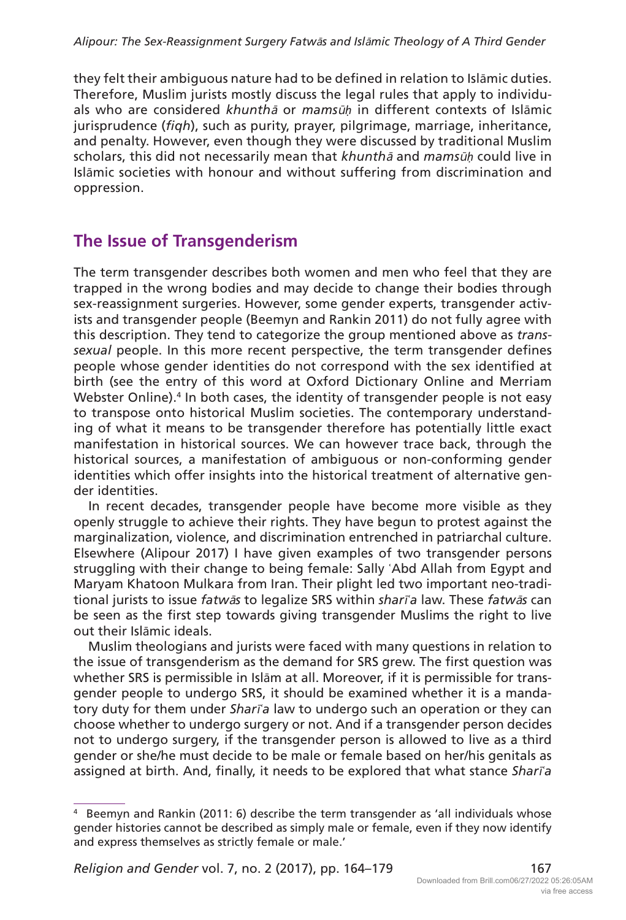they felt their ambiguous nature had to be defined in relation to Islāmic duties. Therefore, Muslim jurists mostly discuss the legal rules that apply to individuals who are considered *khunthā* or *mamsūḥ* in different contexts of Islāmic jurisprudence (*fiqh*), such as purity, prayer, pilgrimage, marriage, inheritance, and penalty. However, even though they were discussed by traditional Muslim scholars, this did not necessarily mean that *khunthā* and *mamsūḥ* could live in Islāmic societies with honour and without suffering from discrimination and oppression.

## The Issue of Transgenderism

The term transgender describes both women and men who feel that they are trapped in the wrong bodies and may decide to change their bodies through sex-reassignment surgeries. However, some gender experts, transgender activists and transgender people (Beemyn and Rankin 2011) do not fully agree with this description. They tend to categorize the group mentioned above as *transsexual* people. In this more recent perspective, the term transgender defines people whose gender identities do not correspond with the sex identified at birth (see the entry of this word at Oxford Dictionary Online and Merriam Webster Online).[4] In both cases, the identity of transgender people is not easy to transpose onto historical Muslim societies. The contemporary understanding of what it means to be transgender therefore has potentially little exact manifestation in historical sources. We can however trace back, through the historical sources, a manifestation of ambiguous or non-conforming gender identities which offer insights into the historical treatment of alternative gender identities.

In recent decades, transgender people have become more visible as they openly struggle to achieve their rights. They have begun to protest against the marginalization, violence, and discrimination entrenched in patriarchal culture. Elsewhere (Alipour 2017) I have given examples of two transgender persons struggling with their change to being female: Sally ʿAbd Allah from Egypt and Maryam Khatoon Mulkara from Iran. Their plight led two important neo-traditional jurists to issue *fatwās* to legalize SRS within *sharīʿa* law. These *fatwās* can be seen as the first step towards giving transgender Muslims the right to live out their Islāmic ideals.

Muslim theologians and jurists were faced with many questions in relation to the issue of transgenderism as the demand for SRS grew. The first question was whether SRS is permissible in Islām at all. Moreover, if it is permissible for transgender people to undergo SRS, it should be examined whether it is a mandatory duty for them under *Sharīʿa* law to undergo such an operation or they can choose whether to undergo surgery or not. And if a transgender person decides not to undergo surgery, if the transgender person is allowed to live as a third gender or she/he must decide to be male or female based on her/his genitals as assigned at birth. And, finally, it needs to be explored that what stance *Sharīʿa*

[4] Beemyn and Rankin (2011: 6) describe the term transgender as 'all individuals whose gender histories cannot be described as simply male or female, even if they now identify and express themselves as strictly female or male.'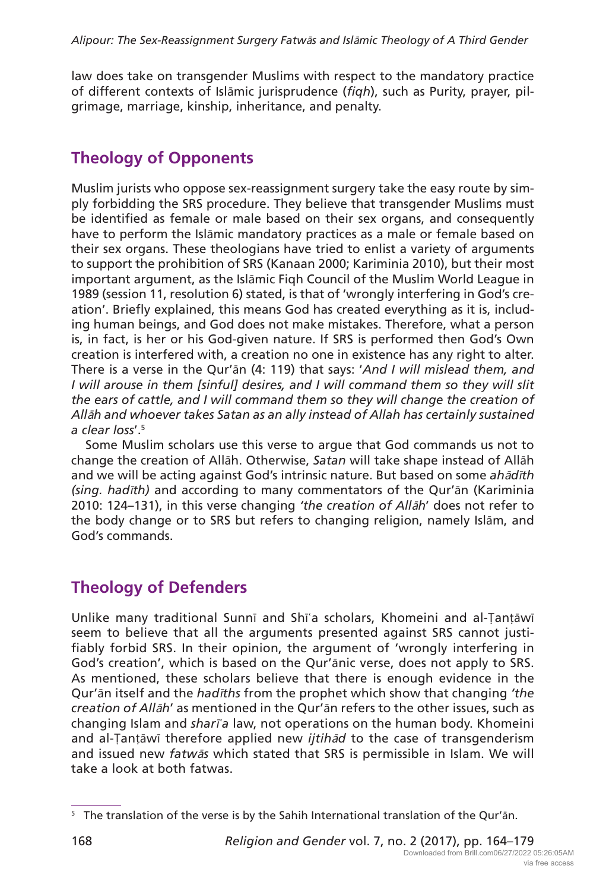law does take on transgender Muslims with respect to the mandatory practice of different contexts of Islāmic jurisprudence (*fiqh*), such as Purity, prayer, pilgrimage, marriage, kinship, inheritance, and penalty.

## Theology of Opponents

Muslim jurists who oppose sex-reassignment surgery take the easy route by simply forbidding the SRS procedure. They believe that transgender Muslims must be identified as female or male based on their sex organs, and consequently have to perform the Islāmic mandatory practices as a male or female based on their sex organs. These theologians have tried to enlist a variety of arguments to support the prohibition of SRS (Kanaan 2000; Kariminia 2010), but their most important argument, as the Islāmic Fiqh Council of the Muslim World League in 1989 (session 11, resolution 6) stated, is that of 'wrongly interfering in God's creation'. Briefly explained, this means God has created everything as it is, including human beings, and God does not make mistakes. Therefore, what a person is, in fact, is her or his God-given nature. If SRS is performed then God's Own creation is interfered with, a creation no one in existence has any right to alter. There is a verse in the Qur'ān (4: 119) that says: '*And I will mislead them, and I will arouse in them [sinful] desires, and I will command them so they will slit the ears of cattle, and I will command them so they will change the creation of Allāh and whoever takes Satan as an ally instead of Allah has certainly sustained a clear loss*'.[5]

Some Muslim scholars use this verse to argue that God commands us not to change the creation of Allāh. Otherwise, *Satan* will take shape instead of Allāh and we will be acting against God's intrinsic nature. But based on some *aḥādīth (sing. ḥadīth)* and according to many commentators of the Qur'ān (Kariminia 2010: 124–131), in this verse changing *'the creation of Allāh*' does not refer to the body change or to SRS but refers to changing religion, namely Islām, and God's commands.

## Theology of Defenders

Unlike many traditional Sunnī and Shīʿa scholars, Khomeini and al-Ṭanṭāwī seem to believe that all the arguments presented against SRS cannot justifiably forbid SRS. In their opinion, the argument of 'wrongly interfering in God's creation', which is based on the Qur'ānic verse, does not apply to SRS. As mentioned, these scholars believe that there is enough evidence in the Qur'ān itself and the *ḥadīths* from the prophet which show that changing *'the creation of Allāh*' as mentioned in the Qur'ān refers to the other issues, such as changing Islam and *sharīʿa* law, not operations on the human body. Khomeini and al-Ṭanṭāwī therefore applied new *ijtihād* to the case of transgenderism and issued new *fatwās* which stated that SRS is permissible in Islam. We will take a look at both fatwas.

---

[5] The translation of the verse is by the Sahih International translation of the Qur'ān.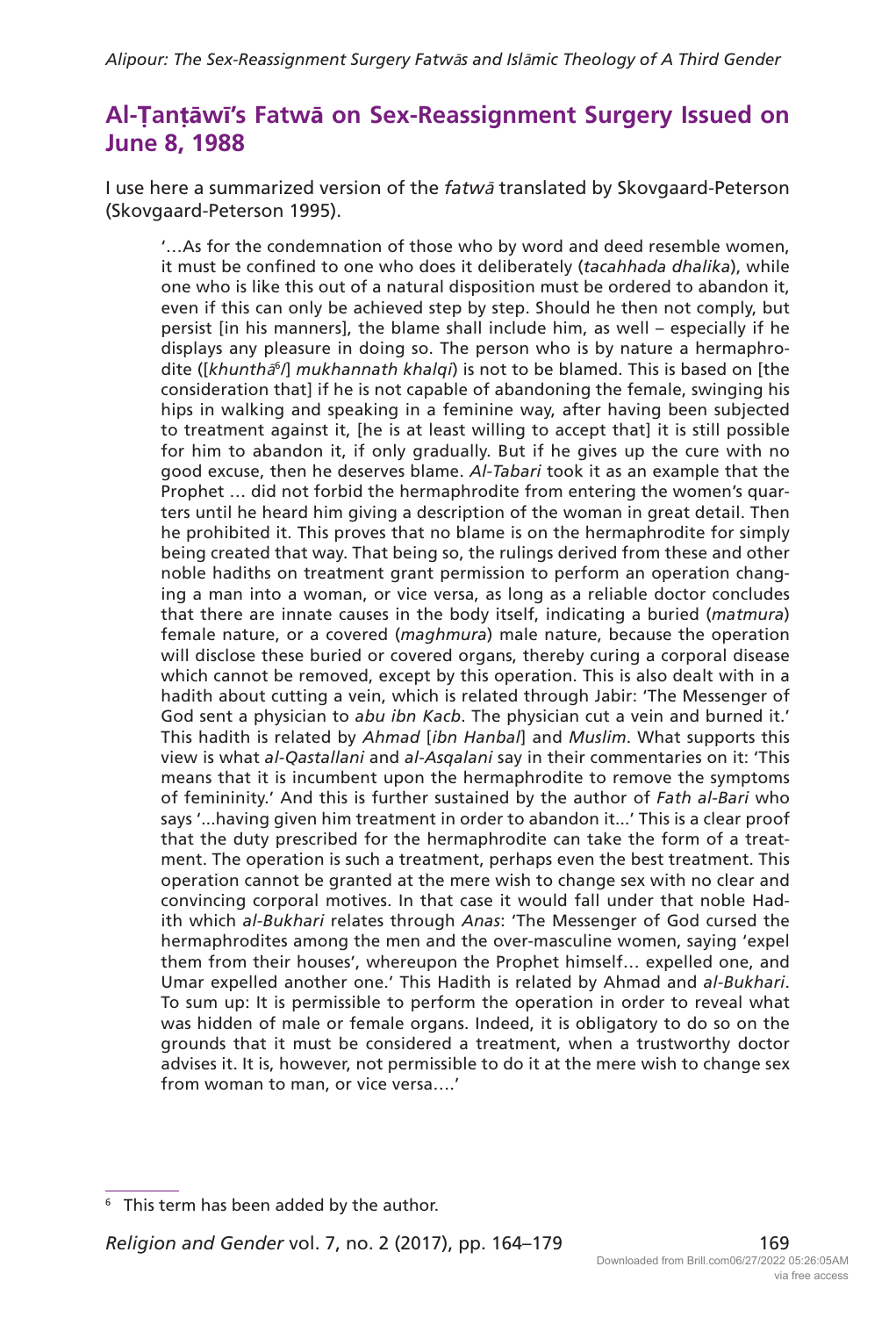## Al-Ṭanṭāwī's Fatwā on Sex-Reassignment Surgery Issued on June 8, 1988

I use here a summarized version of the *fatwā* translated by Skovgaard-Peterson (Skovgaard-Peterson 1995).

> '…As for the condemnation of those who by word and deed resemble women, it must be confined to one who does it deliberately (*tacahhada dhalika*), while one who is like this out of a natural disposition must be ordered to abandon it, even if this can only be achieved step by step. Should he then not comply, but persist [in his manners], the blame shall include him, as well – especially if he displays any pleasure in doing so. The person who is by nature a hermaphrodite ([*khunthā*[6]/] *mukhannath khalqi*) is not to be blamed. This is based on [the consideration that] if he is not capable of abandoning the female, swinging his hips in walking and speaking in a feminine way, after having been subjected to treatment against it, [he is at least willing to accept that] it is still possible for him to abandon it, if only gradually. But if he gives up the cure with no good excuse, then he deserves blame. *Al-Tabari* took it as an example that the Prophet … did not forbid the hermaphrodite from entering the women's quarters until he heard him giving a description of the woman in great detail. Then he prohibited it. This proves that no blame is on the hermaphrodite for simply being created that way. That being so, the rulings derived from these and other noble hadiths on treatment grant permission to perform an operation changing a man into a woman, or vice versa, as long as a reliable doctor concludes that there are innate causes in the body itself, indicating a buried (*matmura*) female nature, or a covered (*maghmura*) male nature, because the operation will disclose these buried or covered organs, thereby curing a corporal disease which cannot be removed, except by this operation. This is also dealt with in a hadith about cutting a vein, which is related through Jabir: 'The Messenger of God sent a physician to *abu ibn Kacb*. The physician cut a vein and burned it.' This hadith is related by *Ahmad* [*ibn Hanbal*] and *Muslim*. What supports this view is what *al-Qastallani* and *al-Asqalani* say in their commentaries on it: 'This means that it is incumbent upon the hermaphrodite to remove the symptoms of femininity.' And this is further sustained by the author of *Fath al-Bari* who says '...having given him treatment in order to abandon it...' This is a clear proof that the duty prescribed for the hermaphrodite can take the form of a treatment. The operation is such a treatment, perhaps even the best treatment. This operation cannot be granted at the mere wish to change sex with no clear and convincing corporal motives. In that case it would fall under that noble Hadith which *al-Bukhari* relates through *Anas*: 'The Messenger of God cursed the hermaphrodites among the men and the over-masculine women, saying 'expel them from their houses', whereupon the Prophet himself… expelled one, and Umar expelled another one.' This Hadith is related by Ahmad and *al-Bukhari*. To sum up: It is permissible to perform the operation in order to reveal what was hidden of male or female organs. Indeed, it is obligatory to do so on the grounds that it must be considered a treatment, when a trustworthy doctor advises it. It is, however, not permissible to do it at the mere wish to change sex from woman to man, or vice versa….'

---

[6] This term has been added by the author.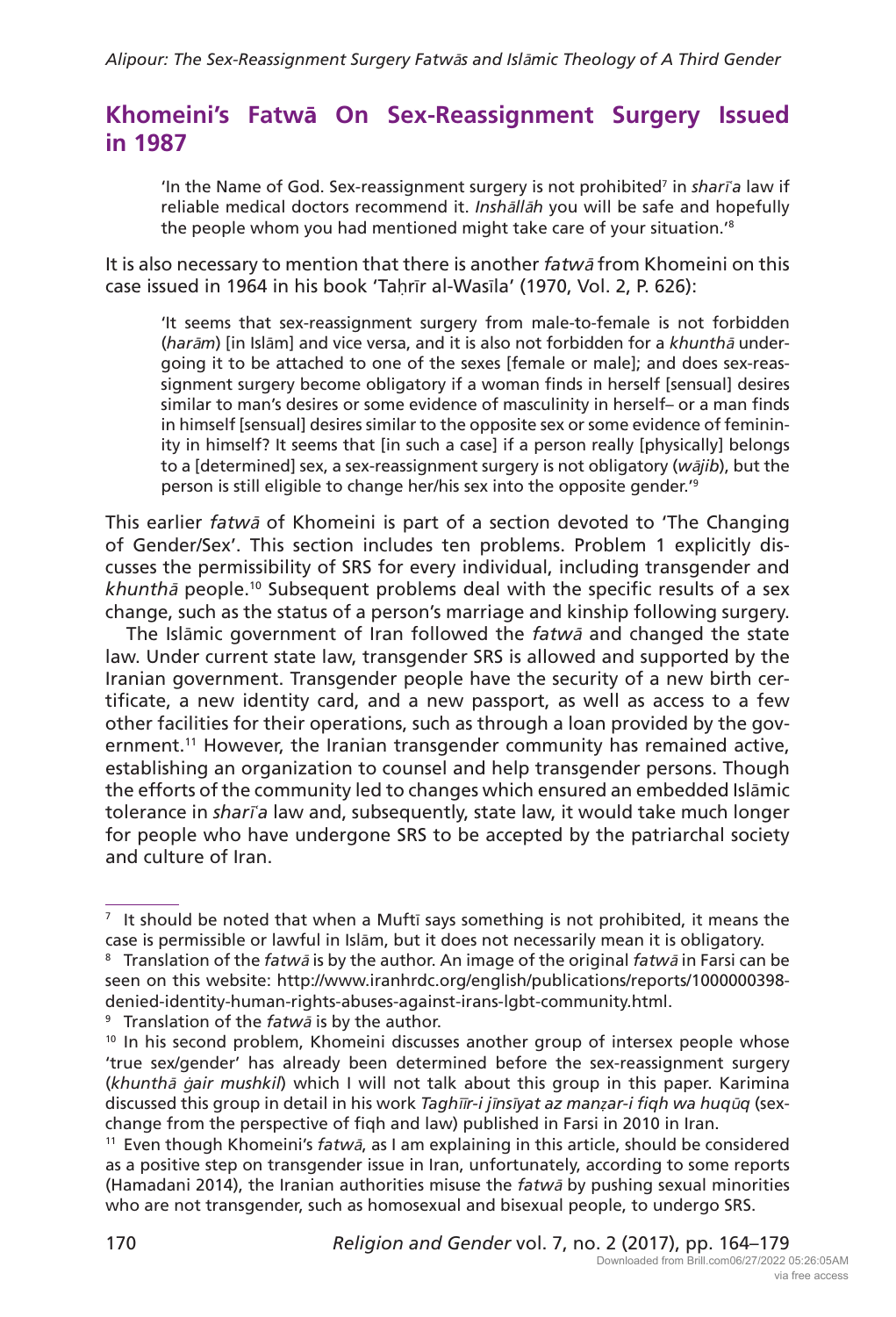## Khomeini's Fatwā On Sex-Reassignment Surgery Issued in 1987

> 'In the Name of God. Sex-reassignment surgery is not prohibited[7] in *sharīʿa* law if reliable medical doctors recommend it. *Inshāllāh* you will be safe and hopefully the people whom you had mentioned might take care of your situation.'[8]

It is also necessary to mention that there is another *fatwā* from Khomeini on this case issued in 1964 in his book 'Taḥrīr al-Wasīla' (1970, Vol. 2, P. 626):

> 'It seems that sex-reassignment surgery from male-to-female is not forbidden (*harām*) [in Islām] and vice versa, and it is also not forbidden for a *khunthā* undergoing it to be attached to one of the sexes [female or male]; and does sex-reassignment surgery become obligatory if a woman finds in herself [sensual] desires similar to man's desires or some evidence of masculinity in herself– or a man finds in himself [sensual] desires similar to the opposite sex or some evidence of femininity in himself? It seems that [in such a case] if a person really [physically] belongs to a [determined] sex, a sex-reassignment surgery is not obligatory (*wājib*), but the person is still eligible to change her/his sex into the opposite gender.'[9]

This earlier *fatwā* of Khomeini is part of a section devoted to 'The Changing of Gender/Sex'. This section includes ten problems. Problem 1 explicitly discusses the permissibility of SRS for every individual, including transgender and *khunthā* people.[10] Subsequent problems deal with the specific results of a sex change, such as the status of a person's marriage and kinship following surgery.

The Islāmic government of Iran followed the *fatwā* and changed the state law. Under current state law, transgender SRS is allowed and supported by the Iranian government. Transgender people have the security of a new birth certificate, a new identity card, and a new passport, as well as access to a few other facilities for their operations, such as through a loan provided by the government.[11] However, the Iranian transgender community has remained active, establishing an organization to counsel and help transgender persons. Though the efforts of the community led to changes which ensured an embedded Islāmic tolerance in *sharīʿa* law and, subsequently, state law, it would take much longer for people who have undergone SRS to be accepted by the patriarchal society and culture of Iran.

---

[7] It should be noted that when a Muftī says something is not prohibited, it means the case is permissible or lawful in Islām, but it does not necessarily mean it is obligatory.

[8] Translation of the *fatwā* is by the author. An image of the original *fatwā* in Farsi can be seen on this website: http://www.iranhrdc.org/english/publications/reports/1000000398-denied-identity-human-rights-abuses-against-irans-lgbt-community.html.

[9] Translation of the *fatwā* is by the author.

[10] In his second problem, Khomeini discusses another group of intersex people whose 'true sex/gender' has already been determined before the sex-reassignment surgery (*khunthā ġair mushkil*) which I will not talk about this group in this paper. Karimina discussed this group in detail in his work *Taghīīr-i jīnsīyat az manẓar-i fiqh wa huqūq* (sex-change from the perspective of fiqh and law) published in Farsi in 2010 in Iran.

[11] Even though Khomeini's *fatwā*, as I am explaining in this article, should be considered as a positive step on transgender issue in Iran, unfortunately, according to some reports (Hamadani 2014), the Iranian authorities misuse the *fatwā* by pushing sexual minorities who are not transgender, such as homosexual and bisexual people, to undergo SRS.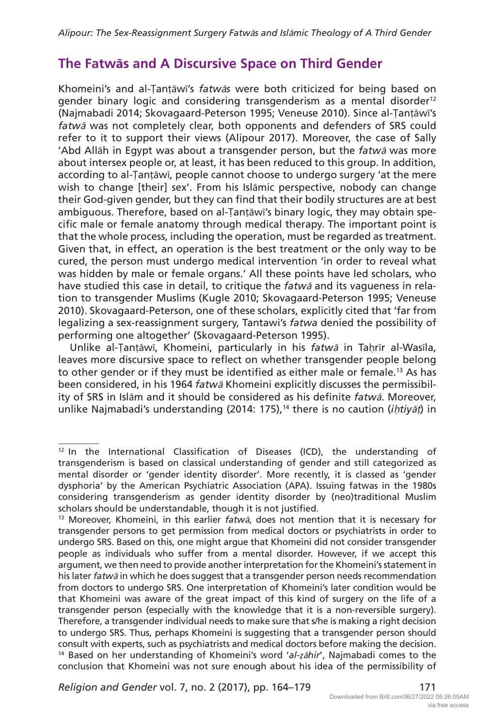## The Fatwās and A Discursive Space on Third Gender

Khomeini's and al-Ṭanṭāwī's *fatwās* were both criticized for being based on gender binary logic and considering transgenderism as a mental disorder[12] (Najmabadi 2014; Skovagaard-Peterson 1995; Veneuse 2010). Since al-Ṭanṭāwī's *fatwā* was not completely clear, both opponents and defenders of SRS could refer to it to support their views (Alipour 2017). Moreover, the case of Sally 'Abd Allāh in Egypt was about a transgender person, but the *fatwā* was more about intersex people or, at least, it has been reduced to this group. In addition, according to al-Ṭanṭāwī, people cannot choose to undergo surgery 'at the mere wish to change [their] sex'. From his Islāmic perspective, nobody can change their God-given gender, but they can find that their bodily structures are at best ambiguous. Therefore, based on al-Ṭanṭāwī's binary logic, they may obtain specific male or female anatomy through medical therapy. The important point is that the whole process, including the operation, must be regarded as treatment. Given that, in effect, an operation is the best treatment or the only way to be cured, the person must undergo medical intervention 'in order to reveal what was hidden by male or female organs.' All these points have led scholars, who have studied this case in detail, to critique the *fatwā* and its vagueness in relation to transgender Muslims (Kugle 2010; Skovagaard-Peterson 1995; Veneuse 2010). Skovagaard-Peterson, one of these scholars, explicitly cited that 'far from legalizing a sex-reassignment surgery, Tantawi's *fatwa* denied the possibility of performing one altogether' (Skovagaard-Peterson 1995).

Unlike al-Ṭanṭāwī, Khomeini, particularly in his *fatwā* in Taḥrīr al-Wasīla, leaves more discursive space to reflect on whether transgender people belong to other gender or if they must be identified as either male or female.[13] As has been considered, in his 1964 *fatwā* Khomeini explicitly discusses the permissibility of SRS in Islām and it should be considered as his definite *fatwā*. Moreover, unlike Najmabadi's understanding (2014: 175),[14] there is no caution (*iḥtiyāṭ*) in

---

[12] In the International Classification of Diseases (ICD), the understanding of transgenderism is based on classical understanding of gender and still categorized as mental disorder or 'gender identity disorder'. More recently, it is classed as 'gender dysphoria' by the American Psychiatric Association (APA). Issuing fatwas in the 1980s considering transgenderism as gender identity disorder by (neo)traditional Muslim scholars should be understandable, though it is not justified.

[13] Moreover, Khomeini, in this earlier *fatwā*, does not mention that it is necessary for transgender persons to get permission from medical doctors or psychiatrists in order to undergo SRS. Based on this, one might argue that Khomeini did not consider transgender people as individuals who suffer from a mental disorder. However, if we accept this argument, we then need to provide another interpretation for the Khomeini's statement in his later *fatwā* in which he does suggest that a transgender person needs recommendation from doctors to undergo SRS. One interpretation of Khomeini's later condition would be that Khomeini was aware of the great impact of this kind of surgery on the life of a transgender person (especially with the knowledge that it is a non-reversible surgery). Therefore, a transgender individual needs to make sure that s/he is making a right decision to undergo SRS. Thus, perhaps Khomeini is suggesting that a transgender person should consult with experts, such as psychiatrists and medical doctors before making the decision.

[14] Based on her understanding of Khomeini's word '*al-ẓāhir*', Najmabadi comes to the conclusion that Khomeini was not sure enough about his idea of the permissibility of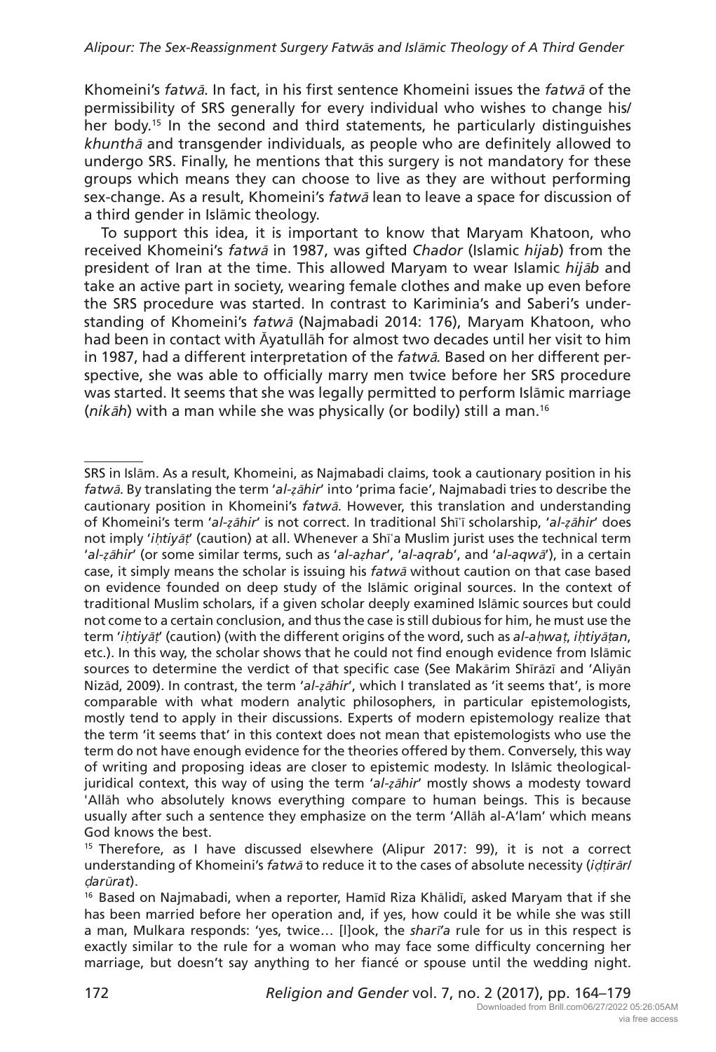Khomeini's *fatwā*. In fact, in his first sentence Khomeini issues the *fatwā* of the permissibility of SRS generally for every individual who wishes to change his/her body.[15] In the second and third statements, he particularly distinguishes *khunthā* and transgender individuals, as people who are definitely allowed to undergo SRS. Finally, he mentions that this surgery is not mandatory for these groups which means they can choose to live as they are without performing sex-change. As a result, Khomeini's *fatwā* lean to leave a space for discussion of a third gender in Islāmic theology.

To support this idea, it is important to know that Maryam Khatoon, who received Khomeini's *fatwā* in 1987, was gifted *Chador* (Islamic *hijab*) from the president of Iran at the time. This allowed Maryam to wear Islamic *hijāb* and take an active part in society, wearing female clothes and make up even before the SRS procedure was started. In contrast to Kariminia's and Saberi's understanding of Khomeini's *fatwā* (Najmabadi 2014: 176), Maryam Khatoon, who had been in contact with Āyatullāh for almost two decades until her visit to him in 1987, had a different interpretation of the *fatwā*. Based on her different perspective, she was able to officially marry men twice before her SRS procedure was started. It seems that she was legally permitted to perform Islāmic marriage (*nikāh*) with a man while she was physically (or bodily) still a man.[16]

---

SRS in Islām. As a result, Khomeini, as Najmabadi claims, took a cautionary position in his *fatwā*. By translating the term '*al-ẓāhir*' into 'prima facie', Najmabadi tries to describe the cautionary position in Khomeini's *fatwā*. However, this translation and understanding of Khomeini's term '*al-ẓāhir*' is not correct. In traditional Shīʿī scholarship, '*al-ẓāhir*' does not imply '*iḥtiyāṭ*' (caution) at all. Whenever a Shīʿa Muslim jurist uses the technical term '*al-ẓāhir*' (or some similar terms, such as '*al-aẓhar*', '*al-aqrab*', and '*al-aqwā*'), in a certain case, it simply means the scholar is issuing his *fatwā* without caution on that case based on evidence founded on deep study of the Islāmic original sources. In the context of traditional Muslim scholars, if a given scholar deeply examined Islāmic sources but could not come to a certain conclusion, and thus the case is still dubious for him, he must use the term '*iḥtiyāṭ*' (caution) (with the different origins of the word, such as *al-aḥwaṭ*, *iḥtiyāṭan*, etc.). In this way, the scholar shows that he could not find enough evidence from Islāmic sources to determine the verdict of that specific case (See Makārim Shīrāzī and ʿAliyān Nizād, 2009). In contrast, the term '*al-ẓāhir*', which I translated as 'it seems that', is more comparable with what modern analytic philosophers, in particular epistemologists, mostly tend to apply in their discussions. Experts of modern epistemology realize that the term 'it seems that' in this context does not mean that epistemologists who use the term do not have enough evidence for the theories offered by them. Conversely, this way of writing and proposing ideas are closer to epistemic modesty. In Islāmic theological-juridical context, this way of using the term '*al-ẓāhir*' mostly shows a modesty toward 'Allāh who absolutely knows everything compare to human beings. This is because usually after such a sentence they emphasize on the term 'Allāh al-A'lam' which means God knows the best.

[15] Therefore, as I have discussed elsewhere (Alipur 2017: 99), it is not a correct understanding of Khomeini's *fatwā* to reduce it to the cases of absolute necessity (*iḍṭirār*/*ḍarūrat*).

[16] Based on Najmabadi, when a reporter, Hamīd Riza Khālidī, asked Maryam that if she has been married before her operation and, if yes, how could it be while she was still a man, Mulkara responds: 'yes, twice… [l]ook, the *sharīʿa* rule for us in this respect is exactly similar to the rule for a woman who may face some difficulty concerning her marriage, but doesn't say anything to her fiancé or spouse until the wedding night.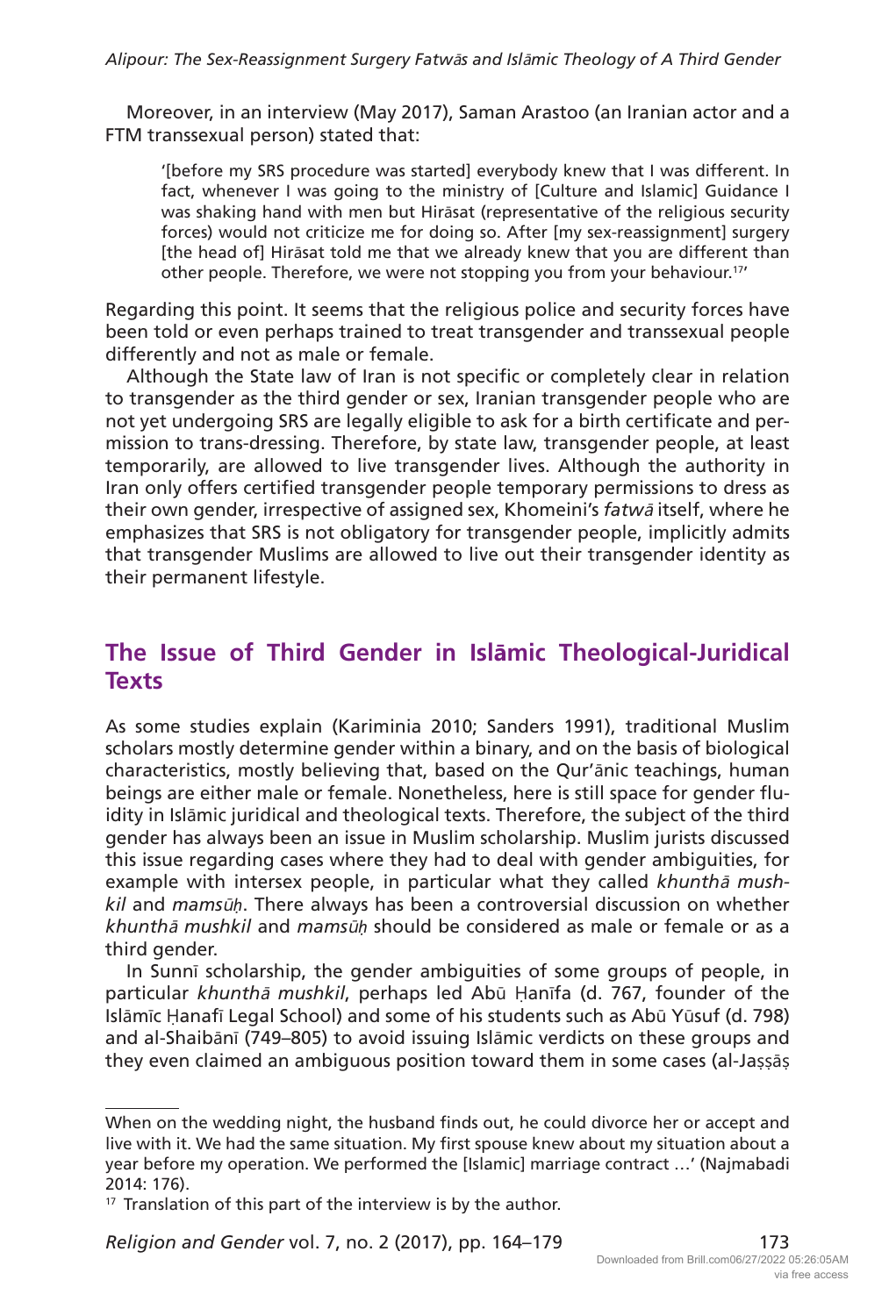Moreover, in an interview (May 2017), Saman Arastoo (an Iranian actor and a FTM transsexual person) stated that:

> '[before my SRS procedure was started] everybody knew that I was different. In fact, whenever I was going to the ministry of [Culture and Islamic] Guidance I was shaking hand with men but Hirāsat (representative of the religious security forces) would not criticize me for doing so. After [my sex-reassignment] surgery [the head of] Hirāsat told me that we already knew that you are different than other people. Therefore, we were not stopping you from your behaviour.[17]'

Regarding this point. It seems that the religious police and security forces have been told or even perhaps trained to treat transgender and transsexual people differently and not as male or female.

Although the State law of Iran is not specific or completely clear in relation to transgender as the third gender or sex, Iranian transgender people who are not yet undergoing SRS are legally eligible to ask for a birth certificate and permission to trans-dressing. Therefore, by state law, transgender people, at least temporarily, are allowed to live transgender lives. Although the authority in Iran only offers certified transgender people temporary permissions to dress as their own gender, irrespective of assigned sex, Khomeini's *fatwā* itself, where he emphasizes that SRS is not obligatory for transgender people, implicitly admits that transgender Muslims are allowed to live out their transgender identity as their permanent lifestyle.

## The Issue of Third Gender in Islāmic Theological-Juridical Texts

As some studies explain (Kariminia 2010; Sanders 1991), traditional Muslim scholars mostly determine gender within a binary, and on the basis of biological characteristics, mostly believing that, based on the Qur'ānic teachings, human beings are either male or female. Nonetheless, here is still space for gender fluidity in Islāmic juridical and theological texts. Therefore, the subject of the third gender has always been an issue in Muslim scholarship. Muslim jurists discussed this issue regarding cases where they had to deal with gender ambiguities, for example with intersex people, in particular what they called *khunthā mushkil* and *mamsūḥ*. There always has been a controversial discussion on whether *khunthā mushkil* and *mamsūḥ* should be considered as male or female or as a third gender.

In Sunnī scholarship, the gender ambiguities of some groups of people, in particular *khunthā mushkil*, perhaps led Abū Ḥanīfa (d. 767, founder of the Islāmīc Ḥanafī Legal School) and some of his students such as Abū Yūsuf (d. 798) and al-Shaibānī (749–805) to avoid issuing Islāmic verdicts on these groups and they even claimed an ambiguous position toward them in some cases (al-Jaṣṣāṣ

---

When on the wedding night, the husband finds out, he could divorce her or accept and live with it. We had the same situation. My first spouse knew about my situation about a year before my operation. We performed the [Islamic] marriage contract …' (Najmabadi 2014: 176).

[17] Translation of this part of the interview is by the author.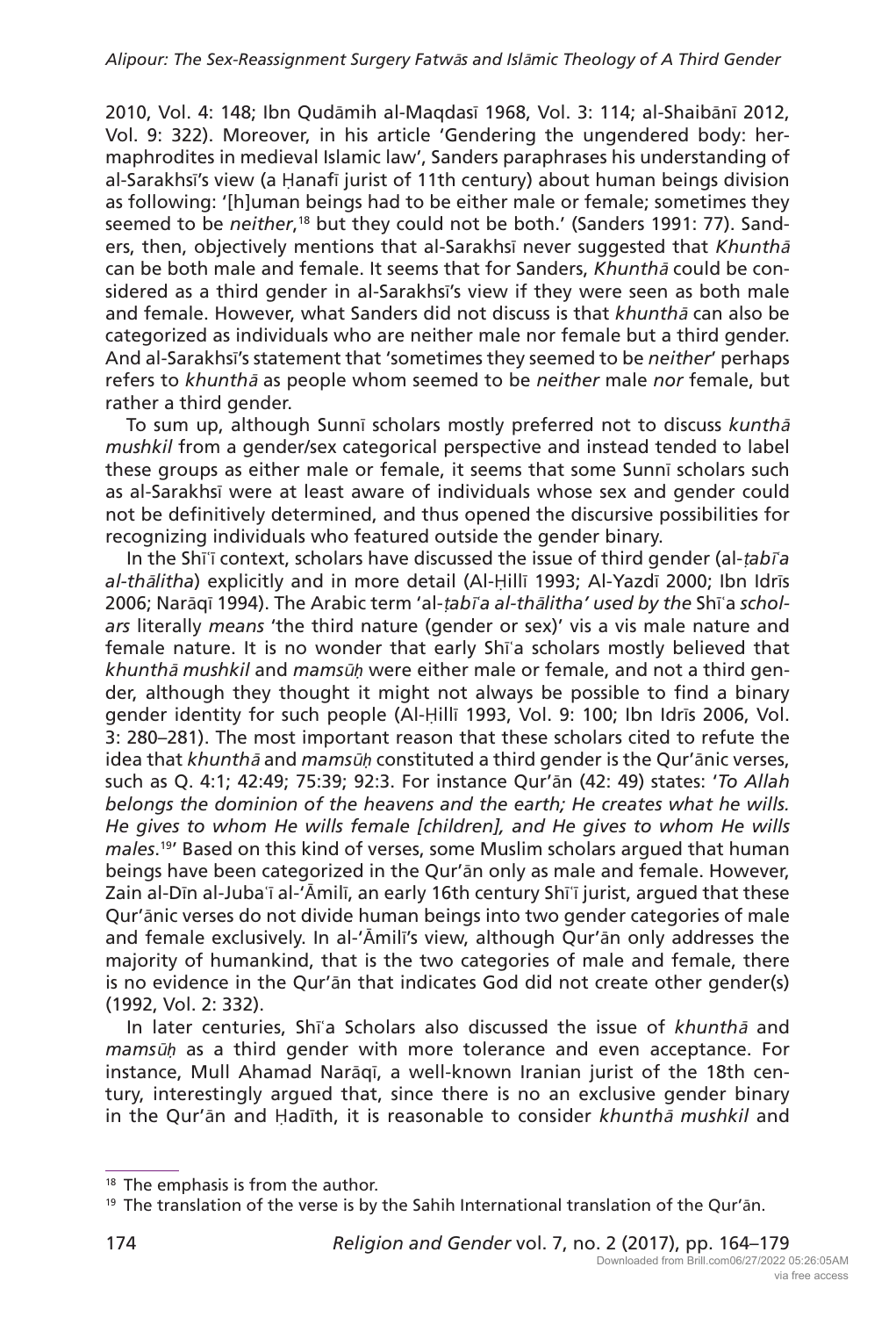2010, Vol. 4: 148; Ibn Qudāmih al-Maqdasī 1968, Vol. 3: 114; al-Shaibānī 2012, Vol. 9: 322). Moreover, in his article 'Gendering the ungendered body: hermaphrodites in medieval Islamic law', Sanders paraphrases his understanding of al-Sarakhsī's view (a Ḥanafī jurist of 11th century) about human beings division as following: '[h]uman beings had to be either male or female; sometimes they seemed to be *neither*,[18] but they could not be both.' (Sanders 1991: 77). Sanders, then, objectively mentions that al-Sarakhsī never suggested that *Khunthā* can be both male and female. It seems that for Sanders, *Khunthā* could be considered as a third gender in al-Sarakhsī's view if they were seen as both male and female. However, what Sanders did not discuss is that *khunthā* can also be categorized as individuals who are neither male nor female but a third gender. And al-Sarakhsī's statement that 'sometimes they seemed to be *neither*' perhaps refers to *khunthā* as people whom seemed to be *neither* male *nor* female, but rather a third gender.

To sum up, although Sunnī scholars mostly preferred not to discuss *kunthā mushkil* from a gender/sex categorical perspective and instead tended to label these groups as either male or female, it seems that some Sunnī scholars such as al-Sarakhsī were at least aware of individuals whose sex and gender could not be definitively determined, and thus opened the discursive possibilities for recognizing individuals who featured outside the gender binary.

In the Shīʿī context, scholars have discussed the issue of third gender (al-*ṭabīʿa al-thālitha*) explicitly and in more detail (Al-Ḥillī 1993; Al-Yazdī 2000; Ibn Idrīs 2006; Narāqī 1994). The Arabic term '*al-ṭabīʿa al-thālitha' used by the* Shīʿa *scholars* literally *means* 'the third nature (gender or sex)' vis a vis male nature and female nature. It is no wonder that early Shīʿa scholars mostly believed that *khunthā mushkil* and *mamsūḥ* were either male or female, and not a third gender, although they thought it might not always be possible to find a binary gender identity for such people (Al-Ḥillī 1993, Vol. 9: 100; Ibn Idrīs 2006, Vol. 3: 280–281). The most important reason that these scholars cited to refute the idea that *khunthā* and *mamsūḥ* constituted a third gender is the Qur'ānic verses, such as Q. 4:1; 42:49; 75:39; 92:3. For instance Qur'ān (42: 49) states: '*To Allah belongs the dominion of the heavens and the earth; He creates what he wills. He gives to whom He wills female [children], and He gives to whom He wills males*.[19]' Based on this kind of verses, some Muslim scholars argued that human beings have been categorized in the Qur'ān only as male and female. However, Zain al-Dīn al-Jubaʿī al-'Āmilī, an early 16th century Shīʿī jurist, argued that these Qur'ānic verses do not divide human beings into two gender categories of male and female exclusively. In al-'Āmilī's view, although Qur'ān only addresses the majority of humankind, that is the two categories of male and female, there is no evidence in the Qur'ān that indicates God did not create other gender(s) (1992, Vol. 2: 332).

In later centuries, Shīʿa Scholars also discussed the issue of *khunthā* and *mamsūḥ* as a third gender with more tolerance and even acceptance. For instance, Mull Ahamad Narāqī, a well-known Iranian jurist of the 18th century, interestingly argued that, since there is no an exclusive gender binary in the Qur'ān and Ḥadīth, it is reasonable to consider *khunthā mushkil* and

---

[18] The emphasis is from the author.

[19] The translation of the verse is by the Sahih International translation of the Qur'ān.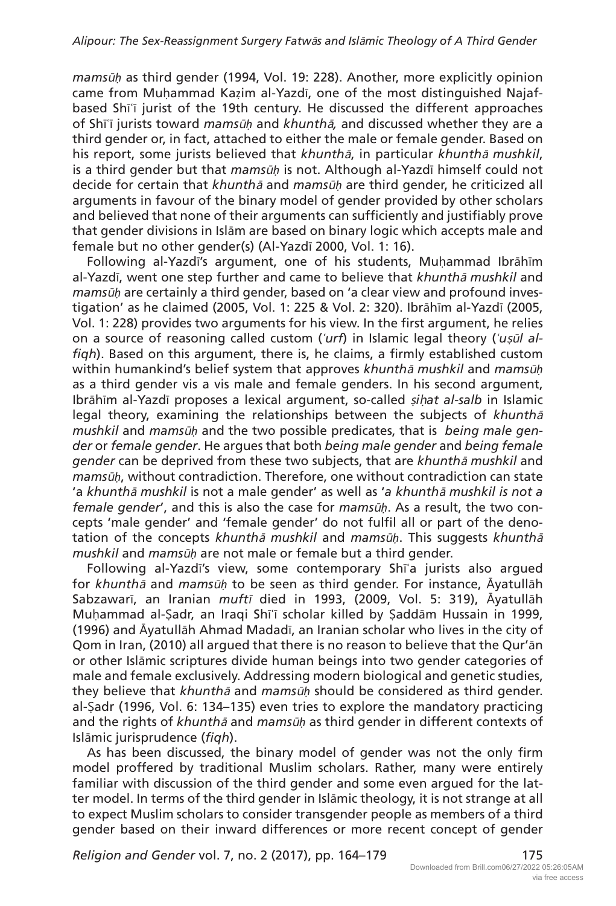*mamsūḥ* as third gender (1994, Vol. 19: 228). Another, more explicitly opinion came from Muḥammad Kaẓim al-Yazdī, one of the most distinguished Najaf-based Shīʿī jurist of the 19th century. He discussed the different approaches of Shīʿī jurists toward *mamsūḥ* and *khunthā,* and discussed whether they are a third gender or, in fact, attached to either the male or female gender. Based on his report, some jurists believed that *khunthā*, in particular *khunthā mushkil*, is a third gender but that *mamsūḥ* is not. Although al-Yazdī himself could not decide for certain that *khunthā* and *mamsūḥ* are third gender, he criticized all arguments in favour of the binary model of gender provided by other scholars and believed that none of their arguments can sufficiently and justifiably prove that gender divisions in Islām are based on binary logic which accepts male and female but no other gender(s) (Al-Yazdī 2000, Vol. 1: 16).

Following al-Yazdī's argument, one of his students, Muḥammad Ibrāhīm al-Yazdī, went one step further and came to believe that *khunthā mushkil* and *mamsūḥ* are certainly a third gender, based on 'a clear view and profound investigation' as he claimed (2005, Vol. 1: 225 & Vol. 2: 320). Ibrāhīm al-Yazdī (2005, Vol. 1: 228) provides two arguments for his view. In the first argument, he relies on a source of reasoning called custom (*ʿurf*) in Islamic legal theory (*ʿuṣūl al-fiqh*). Based on this argument, there is, he claims, a firmly established custom within humankind's belief system that approves *khunthā mushkil* and *mamsūḥ* as a third gender vis a vis male and female genders. In his second argument, Ibrāhīm al-Yazdī proposes a lexical argument, so-called *ṣiḥat al-salb* in Islamic legal theory, examining the relationships between the subjects of *khunthā mushkil* and *mamsūḥ* and the two possible predicates, that is *being male gender* or *female gender*. He argues that both *being male gender* and *being female gender* can be deprived from these two subjects, that are *khunthā mushkil* and *mamsūḥ*, without contradiction. Therefore, one without contradiction can state 'a *khunthā mushkil* is not a male gender' as well as '*a khunthā mushkil is not a female gender*', and this is also the case for *mamsūḥ*. As a result, the two concepts 'male gender' and 'female gender' do not fulfil all or part of the denotation of the concepts *khunthā mushkil* and *mamsūḥ*. This suggests *khunthā mushkil* and *mamsūḥ* are not male or female but a third gender.

Following al-Yazdī's view, some contemporary Shīʿa jurists also argued for *khunthā* and *mamsūḥ* to be seen as third gender. For instance, Āyatullāh Sabzawarī, an Iranian *muftī* died in 1993, (2009, Vol. 5: 319), Āyatullāh Muḥammad al-Ṣadr, an Iraqi Shīʿī scholar killed by Ṣaddām Hussain in 1999, (1996) and Āyatullāh Ahmad Madadī, an Iranian scholar who lives in the city of Qom in Iran, (2010) all argued that there is no reason to believe that the Qur'ān or other Islāmic scriptures divide human beings into two gender categories of male and female exclusively. Addressing modern biological and genetic studies, they believe that *khunthā* and *mamsūḥ* should be considered as third gender. al-Ṣadr (1996, Vol. 6: 134–135) even tries to explore the mandatory practicing and the rights of *khunthā* and *mamsūḥ* as third gender in different contexts of Islāmic jurisprudence (*fiqh*).

As has been discussed, the binary model of gender was not the only firm model proffered by traditional Muslim scholars. Rather, many were entirely familiar with discussion of the third gender and some even argued for the latter model. In terms of the third gender in Islāmic theology, it is not strange at all to expect Muslim scholars to consider transgender people as members of a third gender based on their inward differences or more recent concept of gender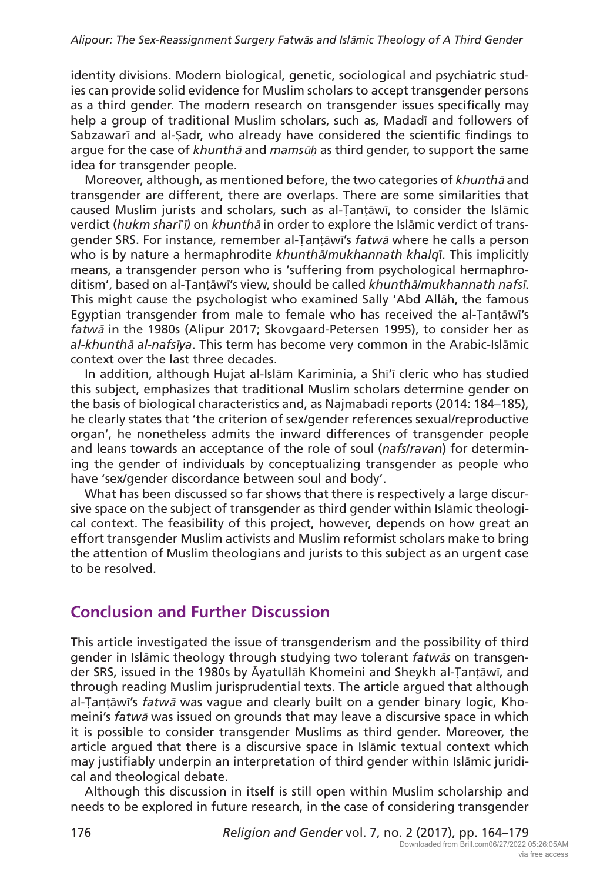identity divisions. Modern biological, genetic, sociological and psychiatric studies can provide solid evidence for Muslim scholars to accept transgender persons as a third gender. The modern research on transgender issues specifically may help a group of traditional Muslim scholars, such as, Madadī and followers of Sabzawarī and al-Ṣadr, who already have considered the scientific findings to argue for the case of *khunthā* and *mamsūḥ* as third gender, to support the same idea for transgender people.

Moreover, although, as mentioned before, the two categories of *khunthā* and transgender are different, there are overlaps. There are some similarities that caused Muslim jurists and scholars, such as al-Ṭanṭāwī, to consider the Islāmic verdict (*hukm sharʿī)* on *khunthā* in order to explore the Islāmic verdict of transgender SRS. For instance, remember al-Ṭanṭāwī's *fatwā* where he calls a person who is by nature a hermaphrodite *khunthā/mukhannath khalq*ī. This implicitly means, a transgender person who is 'suffering from psychological hermaphroditism', based on al-Ṭanṭāwī's view, should be called *khunthā/mukhannath nafsī*. This might cause the psychologist who examined Sally 'Abd Allāh, the famous Egyptian transgender from male to female who has received the al-Ṭanṭāwī's *fatwā* in the 1980s (Alipur 2017; Skovgaard-Petersen 1995), to consider her as *al-khunthā al-nafsīya*. This term has become very common in the Arabic-Islāmic context over the last three decades.

In addition, although Hujat al-Islām Kariminia, a Shī'ī cleric who has studied this subject, emphasizes that traditional Muslim scholars determine gender on the basis of biological characteristics and, as Najmabadi reports (2014: 184–185), he clearly states that 'the criterion of sex/gender references sexual/reproductive organ', he nonetheless admits the inward differences of transgender people and leans towards an acceptance of the role of soul (*nafs/ravan*) for determining the gender of individuals by conceptualizing transgender as people who have 'sex/gender discordance between soul and body'.

What has been discussed so far shows that there is respectively a large discursive space on the subject of transgender as third gender within Islāmic theological context. The feasibility of this project, however, depends on how great an effort transgender Muslim activists and Muslim reformist scholars make to bring the attention of Muslim theologians and jurists to this subject as an urgent case to be resolved.

## Conclusion and Further Discussion

This article investigated the issue of transgenderism and the possibility of third gender in Islāmic theology through studying two tolerant *fatwās* on transgender SRS, issued in the 1980s by Āyatullāh Khomeini and Sheykh al-Ṭanṭāwī, and through reading Muslim jurisprudential texts. The article argued that although al-Ṭanṭāwī's *fatwā* was vague and clearly built on a gender binary logic, Khomeini's *fatwā* was issued on grounds that may leave a discursive space in which it is possible to consider transgender Muslims as third gender. Moreover, the article argued that there is a discursive space in Islāmic textual context which may justifiably underpin an interpretation of third gender within Islāmic juridical and theological debate.

Although this discussion in itself is still open within Muslim scholarship and needs to be explored in future research, in the case of considering transgender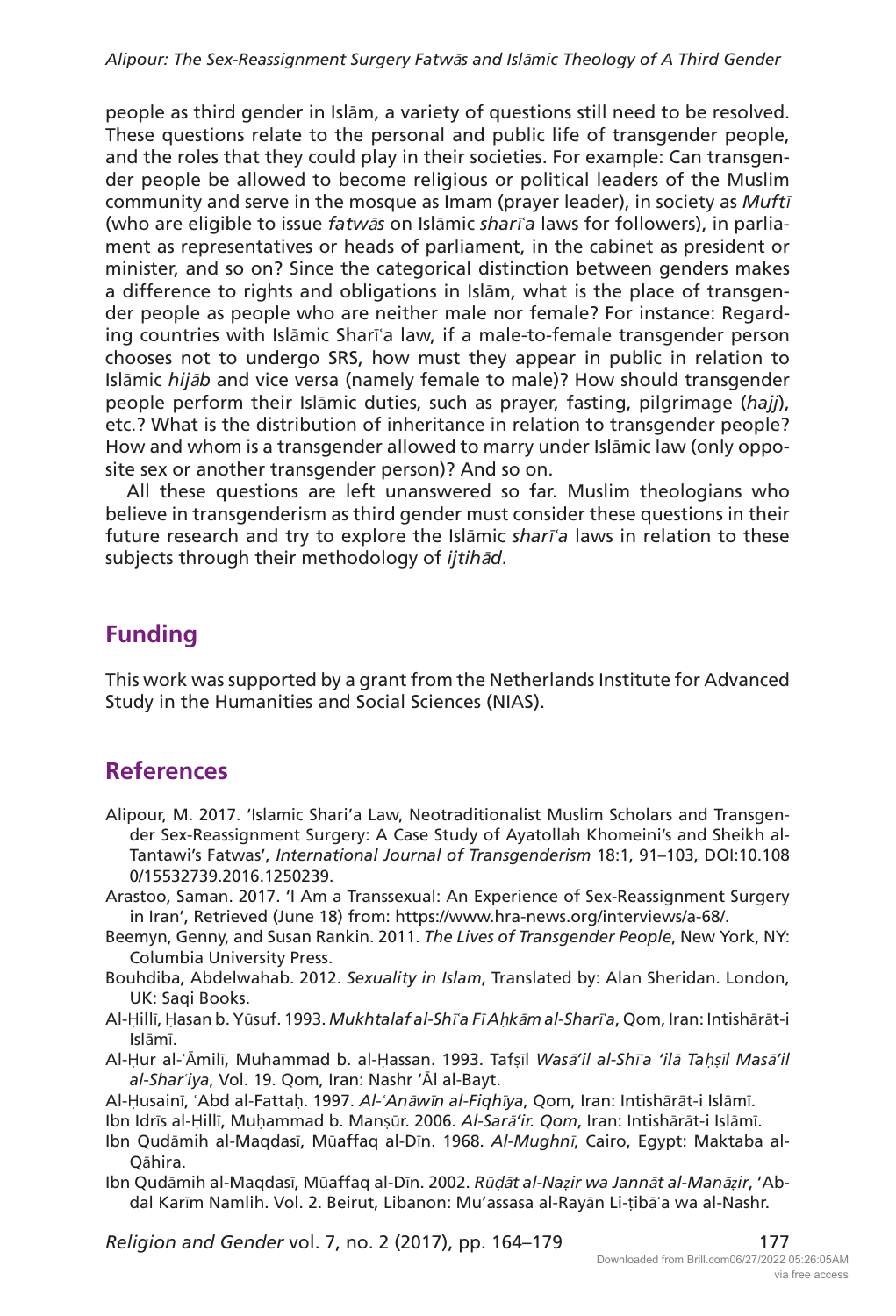people as third gender in Islām, a variety of questions still need to be resolved. These questions relate to the personal and public life of transgender people, and the roles that they could play in their societies. For example: Can transgender people be allowed to become religious or political leaders of the Muslim community and serve in the mosque as Imam (prayer leader), in society as *Muftī* (who are eligible to issue *fatwās* on Islāmic *sharīʿa* laws for followers), in parliament as representatives or heads of parliament, in the cabinet as president or minister, and so on? Since the categorical distinction between genders makes a difference to rights and obligations in Islām, what is the place of transgender people as people who are neither male nor female? For instance: Regarding countries with Islāmic Sharīʿa law, if a male-to-female transgender person chooses not to undergo SRS, how must they appear in public in relation to Islāmic *hijāb* and vice versa (namely female to male)? How should transgender people perform their Islāmic duties, such as prayer, fasting, pilgrimage (*hajj*), etc.? What is the distribution of inheritance in relation to transgender people? How and whom is a transgender allowed to marry under Islāmic law (only opposite sex or another transgender person)? And so on.

All these questions are left unanswered so far. Muslim theologians who believe in transgenderism as third gender must consider these questions in their future research and try to explore the Islāmic *sharīʿa* laws in relation to these subjects through their methodology of *ijtihād*.

## Funding

This work was supported by a grant from the Netherlands Institute for Advanced Study in the Humanities and Social Sciences (NIAS).

## References

Alipour, M. 2017. 'Islamic Shari'a Law, Neotraditionalist Muslim Scholars and Transgender Sex-Reassignment Surgery: A Case Study of Ayatollah Khomeini's and Sheikh al-Tantawi's Fatwas', *International Journal of Transgenderism* 18:1, 91–103, DOI:10.1080/15532739.2016.1250239.

Arastoo, Saman. 2017. 'I Am a Transsexual: An Experience of Sex-Reassignment Surgery in Iran', Retrieved (June 18) from: https://www.hra-news.org/interviews/a-68/.

Beemyn, Genny, and Susan Rankin. 2011. *The Lives of Transgender People*, New York, NY: Columbia University Press.

Bouhdiba, Abdelwahab. 2012. *Sexuality in Islam*, Translated by: Alan Sheridan. London, UK: Saqi Books.

Al-Ḥillī, Ḥasan b. Yūsuf. 1993. *Mukhtalaf al-Shīʿa Fī Aḥkām al-Sharīʿa*, Qom, Iran: Intishārāt-i Islāmī.

Al-Ḥur al-ʿĀmilī, Muhammad b. al-Ḥassan. 1993. Tafṣīl *Wasā'il al-Shīʿa 'ilā Taḥṣīl Masā'il al-Sharʿiya*, Vol. 19. Qom, Iran: Nashr 'Āl al-Bayt.

Al-Ḥusainī, ʿAbd al-Fattaḥ. 1997. *Al-ʿAnāwīn al-Fiqhīya*, Qom, Iran: Intishārāt-i Islāmī.

Ibn Idrīs al-Ḥillī, Muḥammad b. Manṣūr. 2006. *Al-Sarā'ir. Qom*, Iran: Intishārāt-i Islāmī.

Ibn Qudāmih al-Maqdasī, Mūaffaq al-Dīn. 1968. *Al-Mughnī*, Cairo, Egypt: Maktaba al-Qāhira.

Ibn Qudāmih al-Maqdasī, Mūaffaq al-Dīn. 2002. *Rūḍāt al-Naẓir wa Jannāt al-Manāẓir*, 'Abdal Karīm Namlih. Vol. 2. Beirut, Libanon: Mu'assasa al-Rayān Li-ṭibāʿa wa al-Nashr.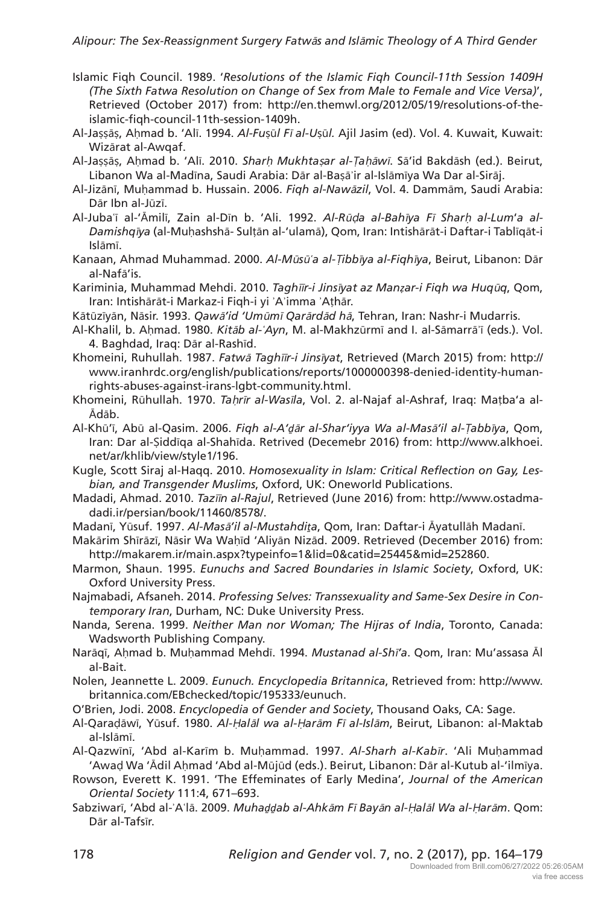Islamic Fiqh Council. 1989. '*Resolutions of the Islamic Fiqh Council-11th Session 1409H (The Sixth Fatwa Resolution on Change of Sex from Male to Female and Vice Versa)*', Retrieved (October 2017) from: http://en.themwl.org/2012/05/19/resolutions-of-the-islamic-fiqh-council-11th-session-1409h.

Al-Jaṣṣāṣ, Aḥmad b. 'Alī. 1994. *Al-Fuṣūl Fī al-Uṣūl.* Ajil Jasim (ed). Vol. 4. Kuwait, Kuwait: Wizārat al-Awqaf.

Al-Jaṣṣāṣ, Aḥmad b. 'Alī. 2010. *Sharḥ Mukhtaṣar al-Ṭaḥāwī*. Sā'id Bakdāsh (ed.). Beirut, Libanon Wa al-Madīna, Saudi Arabia: Dār al-Baṣā'ir al-Islāmīya Wa Dar al-Sirāj.

Al-Jizānī, Muḥammad b. Hussain. 2006. *Fiqh al-Nawāzil*, Vol. 4. Dammām, Saudi Arabia: Dār Ibn al-Jūzī.

Al-Juba'ī al-'Āmilī, Zain al-Dīn b. 'Ali. 1992. *Al-Rūḍa al-Bahīya Fī Sharḥ al-Lum'a al-Damishqīya* (al-Muḥashshā- Sulṭān al-'ulamā), Qom, Iran: Intishārāt-i Daftar-i Tablīqāt-i Islāmī.

Kanaan, Ahmad Muhammad. 2000. *Al-Mūsū'a al-Ṭibbīya al-Fiqhīya*, Beirut, Libanon: Dār al-Nafā'is.

Kariminia, Muhammad Mehdi. 2010. *Taghīīr-i Jinsīyat az Manẓar-i Fiqh wa Huqūq*, Qom, Iran: Intishārāt-i Markaz-i Fiqh-i yi 'A'imma 'Aṭhār.

Kātūzīyān, Nāsir. 1993. *Qawā'id 'Umūmī Qarārdād hā*, Tehran, Iran: Nashr-i Mudarris.

Al-Khalil, b. Aḥmad. 1980. *Kitāb al-'Ayn*, M. al-Makhzūrmī and I. al-Sāmarrā'ī (eds.). Vol. 4. Baghdad, Iraq: Dār al-Rashīd.

Khomeini, Ruhullah. 1987. *Fatwā Taghīīr-i Jinsīyat*, Retrieved (March 2015) from: http://www.iranhrdc.org/english/publications/reports/1000000398-denied-identity-human-rights-abuses-against-irans-lgbt-community.html.

Khomeini, Rūhullah. 1970. *Taḥrīr al-Wasīla*, Vol. 2. al-Najaf al-Ashraf, Iraq: Maṭba'a al-Ādāb.

Al-Khū'ī, Abū al-Qasim. 2006. *Fiqh al-A'ḏār al-Shar'iyya Wa al-Masā'il al-Ṭabbīya*, Qom, Iran: Dar al-Ṣiddīqa al-Shahīda. Retrived (Decemebr 2016) from: http://www.alkhoei.net/ar/khlib/view/style1/196.

Kugle, Scott Siraj al-Haqq. 2010. *Homosexuality in Islam: Critical Reflection on Gay, Lesbian, and Transgender Muslims*, Oxford, UK: Oneworld Publications.

Madadi, Ahmad. 2010. *Tazīīn al-Rajul*, Retrieved (June 2016) from: http://www.ostadmadadi.ir/persian/book/11460/8578/.

Madanī, Yūsuf. 1997. *Al-Masā'il al-Mustahdiṭa*, Qom, Iran: Daftar-i Āyatullāh Madanī.

Makārim Shīrāzī, Nāsir Wa Waḥīd 'Aliyān Nizād. 2009. Retrieved (December 2016) from: http://makarem.ir/main.aspx?typeinfo=1&lid=0&catid=25445&mid=252860.

Marmon, Shaun. 1995. *Eunuchs and Sacred Boundaries in Islamic Society*, Oxford, UK: Oxford University Press.

Najmabadi, Afsaneh. 2014. *Professing Selves: Transsexuality and Same-Sex Desire in Contemporary Iran*, Durham, NC: Duke University Press.

Nanda, Serena. 1999. *Neither Man nor Woman; The Hijras of India*, Toronto, Canada: Wadsworth Publishing Company.

Narāqī, Aḥmad b. Muḥammad Mehdī. 1994. *Mustanad al-Shī'a*. Qom, Iran: Mu'assasa Āl al-Bait.

Nolen, Jeannette L. 2009. *Eunuch. Encyclopedia Britannica*, Retrieved from: http://www.britannica.com/EBchecked/topic/195333/eunuch.

O'Brien, Jodi. 2008. *Encyclopedia of Gender and Society*, Thousand Oaks, CA: Sage.

Al-Qaraḍāwī, Yūsuf. 1980. *Al-Ḥalāl wa al-Ḥarām Fī al-Islām*, Beirut, Libanon: al-Maktab al-Islāmī.

Al-Qazwīnī, 'Abd al-Karīm b. Muḥammad. 1997. *Al-Sharh al-Kabīr*. 'Ali Muḥammad 'Awaḍ Wa 'Ādil Aḥmad 'Abd al-Mūjūd (eds.). Beirut, Libanon: Dār al-Kutub al-'ilmīya.

Rowson, Everett K. 1991. 'The Effeminates of Early Medina', *Journal of the American Oriental Society* 111:4, 671–693.

Sabziwarī, 'Abd al-'A'lā. 2009. *Muhaḏḏab al-Ahkām Fī Bayān al-Ḥalāl Wa al-Ḥarām*. Qom: Dār al-Tafsīr.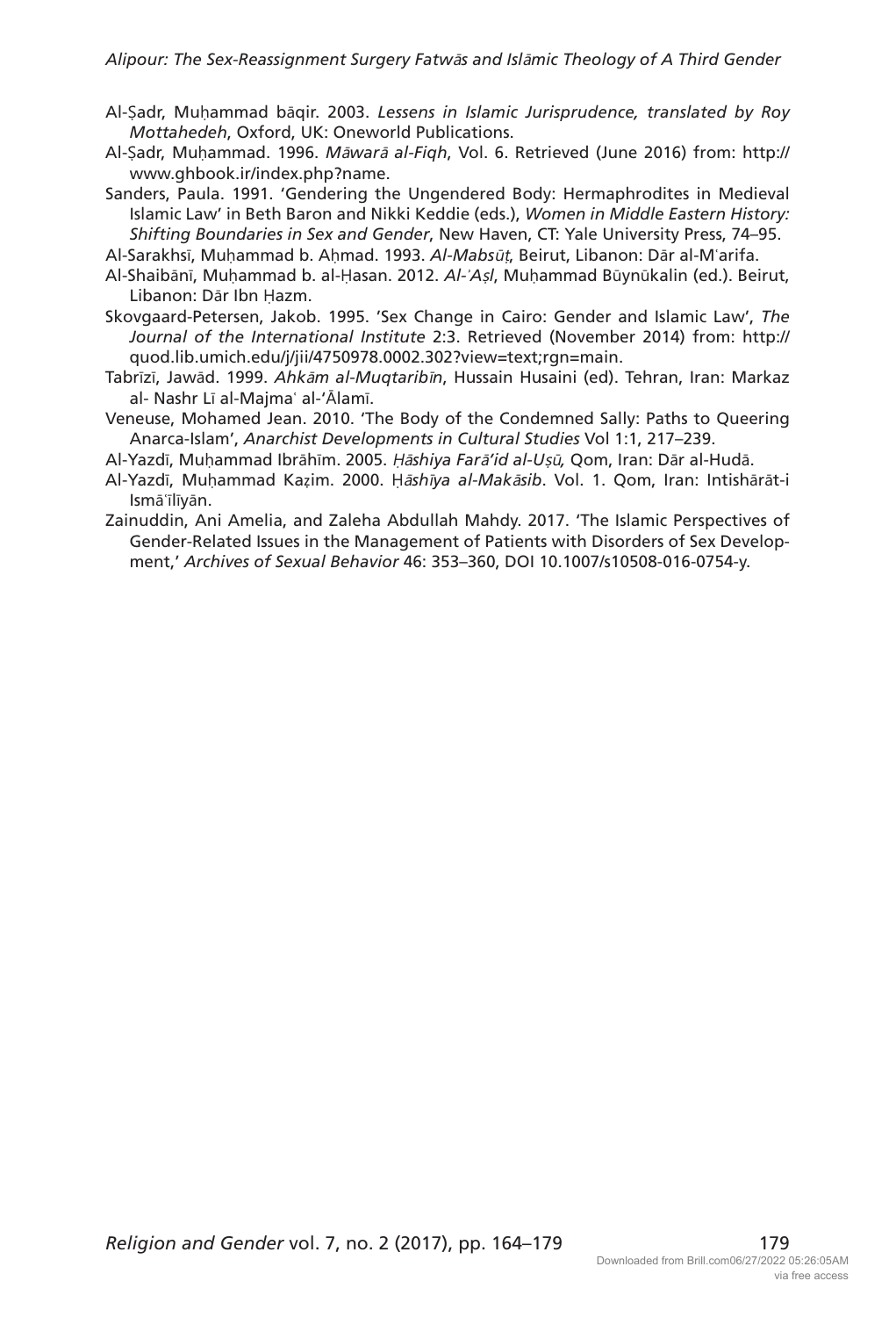Al-Ṣadr, Muḥammad bāqir. 2003. *Lessens in Islamic Jurisprudence, translated by Roy Mottahedeh*, Oxford, UK: Oneworld Publications.

Al-Ṣadr, Muḥammad. 1996. *Māwarā al-Fiqh*, Vol. 6. Retrieved (June 2016) from: http://www.ghbook.ir/index.php?name.

Sanders, Paula. 1991. 'Gendering the Ungendered Body: Hermaphrodites in Medieval Islamic Law' in Beth Baron and Nikki Keddie (eds.), *Women in Middle Eastern History: Shifting Boundaries in Sex and Gender*, New Haven, CT: Yale University Press, 74–95.

Al-Sarakhsī, Muḥammad b. Aḥmad. 1993. *Al-Mabsūṭ*, Beirut, Libanon: Dār al-Mʿarifa.

Al-Shaibānī, Muḥammad b. al-Ḥasan. 2012. *Al-ʾAṣl*, Muḥammad Būynūkalin (ed.). Beirut, Libanon: Dār Ibn Ḥazm.

Skovgaard-Petersen, Jakob. 1995. 'Sex Change in Cairo: Gender and Islamic Law', *The Journal of the International Institute* 2:3. Retrieved (November 2014) from: http://quod.lib.umich.edu/j/jii/4750978.0002.302?view=text;rgn=main.

Tabrīzī, Jawād. 1999. *Ahkām al-Muqtaribīn*, Hussain Husaini (ed). Tehran, Iran: Markaz al- Nashr Lī al-Majmaʿ al-'Ālamī.

Veneuse, Mohamed Jean. 2010. 'The Body of the Condemned Sally: Paths to Queering Anarca-Islam', *Anarchist Developments in Cultural Studies* Vol 1:1, 217–239.

Al-Yazdī, Muḥammad Ibrāhīm. 2005. *Ḥāshiya Farā'id al-Uṣū,* Qom, Iran: Dār al-Hudā.

Al-Yazdī, Muḥammad Kaẓim. 2000. *Ḥāshīya al-Makāsib*. Vol. 1. Qom, Iran: Intishārāt-i Ismāʿīlīyān.

Zainuddin, Ani Amelia, and Zaleha Abdullah Mahdy. 2017. 'The Islamic Perspectives of Gender-Related Issues in the Management of Patients with Disorders of Sex Development,' *Archives of Sexual Behavior* 46: 353–360, DOI 10.1007/s10508-016-0754-y.